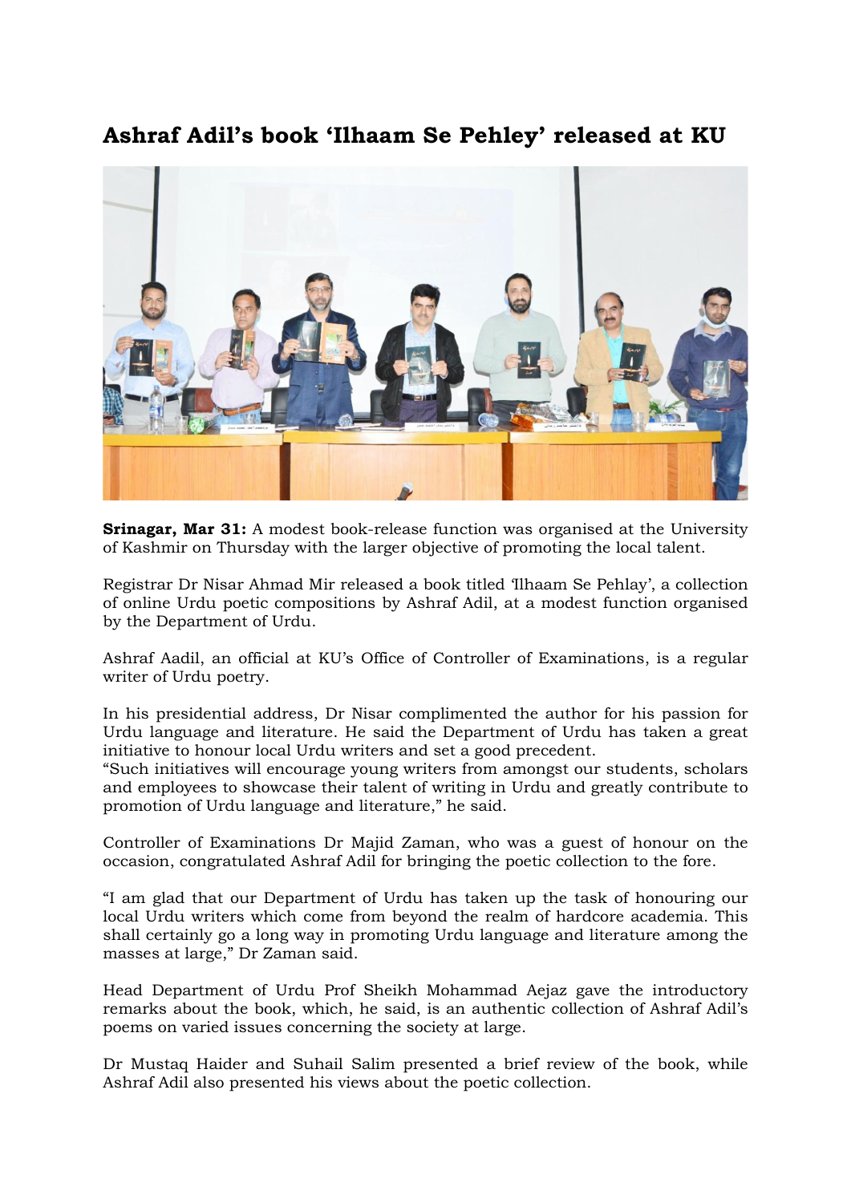# Ashraf Adil's book 'Ilhaam Se Pehley' released at KU

**Srinagar, Mar 31:** A modest book-release function was organised at the University of Kashmir on Thursday with the larger objective of promoting the local talent.

Registrar Dr Nisar Ahmad Mir released a book titled 'Ilhaam Se Pehlay', a collection of online Urdu poetic compositions by Ashraf Adil, at a modest function organised by the Department of Urdu.

Ashraf Aadil, an official at KU's Office of Controller of Examinations, is a regular writer of Urdu poetry.

In his presidential address, Dr Nisar complimented the author for his passion for Urdu language and literature. He said the Department of Urdu has taken a great initiative to honour local Urdu writers and set a good precedent.

"Such initiatives will encourage young writers from amongst our students, scholars and employees to showcase their talent of writing in Urdu and greatly contribute to promotion of Urdu language and literature," he said.

Controller of Examinations Dr Majid Zaman, who was a guest of honour on the occasion, congratulated Ashraf Adil for bringing the poetic collection to the fore.

"I am glad that our Department of Urdu has taken up the task of honouring our local Urdu writers which come from beyond the realm of hardcore academia. This shall certainly go a long way in promoting Urdu language and literature among the masses at large," Dr Zaman said.

Head Department of Urdu Prof Sheikh Mohammad Aejaz gave the introductory remarks about the book, which, he said, is an authentic collection of Ashraf Adil's poems on varied issues concerning the society at large.

Dr Mustaq Haider and Suhail Salim presented a brief review of the book, while Ashraf Adil also presented his views about the poetic collection.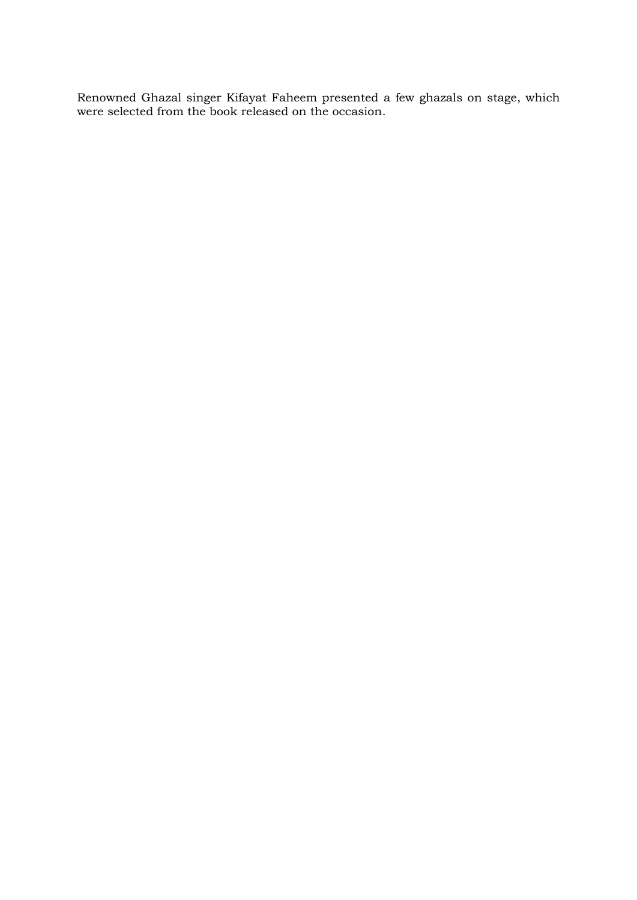Renowned Ghazal singer Kifayat Faheem presented a few ghazals on stage, which were selected from the book released on the occasion.